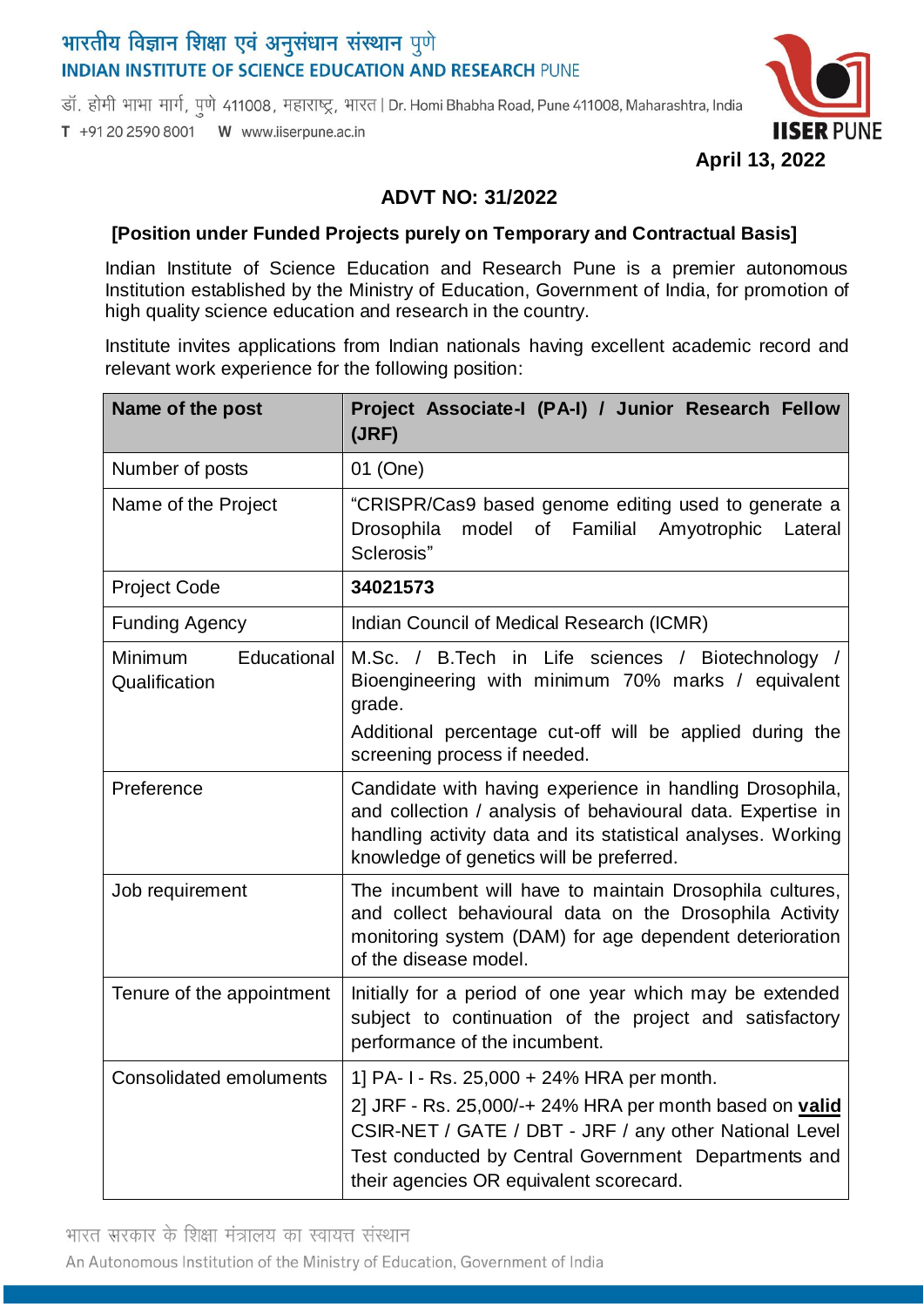भारतीय विज्ञान शिक्षा एवं अनुसंधान संस्थान पुणे
INDIAN INSTITUTE OF SCIENCE EDUCATION AND RESEARCH PUNE

डॉ. होमी भाभा मार्ग, पुणे 411008, महाराष्ट्र, भारत | Dr. Homi Bhabha Road, Pune 411008, Maharashtra, India
T +91 20 2590 8001 W www.iiserpune.ac.in

**April 13, 2022**

## ADVT NO: 31/2022

**[Position under Funded Projects purely on Temporary and Contractual Basis]**

Indian Institute of Science Education and Research Pune is a premier autonomous Institution established by the Ministry of Education, Government of India, for promotion of high quality science education and research in the country.

Institute invites applications from Indian nationals having excellent academic record and relevant work experience for the following position:

| **Name of the post** | **Project Associate-I (PA-I) / Junior Research Fellow (JRF)** |
|---|---|
| Number of posts | 01 (One) |
| Name of the Project | "CRISPR/Cas9 based genome editing used to generate a Drosophila model of Familial Amyotrophic Lateral Sclerosis" |
| Project Code | **34021573** |
| Funding Agency | Indian Council of Medical Research (ICMR) |
| Minimum Educational Qualification | M.Sc. / B.Tech in Life sciences / Biotechnology / Bioengineering with minimum 70% marks / equivalent grade.<br>Additional percentage cut-off will be applied during the screening process if needed. |
| Preference | Candidate with having experience in handling Drosophila, and collection / analysis of behavioural data. Expertise in handling activity data and its statistical analyses. Working knowledge of genetics will be preferred. |
| Job requirement | The incumbent will have to maintain Drosophila cultures, and collect behavioural data on the Drosophila Activity monitoring system (DAM) for age dependent deterioration of the disease model. |
| Tenure of the appointment | Initially for a period of one year which may be extended subject to continuation of the project and satisfactory performance of the incumbent. |
| Consolidated emoluments | 1] PA- I - Rs. 25,000 + 24% HRA per month.<br>2] JRF - Rs. 25,000/-+ 24% HRA per month based on **valid** CSIR-NET / GATE / DBT - JRF / any other National Level Test conducted by Central Government Departments and their agencies OR equivalent scorecard. |

भारत सरकार के शिक्षा मंत्रालय का स्वायत्त संस्थान
An Autonomous Institution of the Ministry of Education, Government of India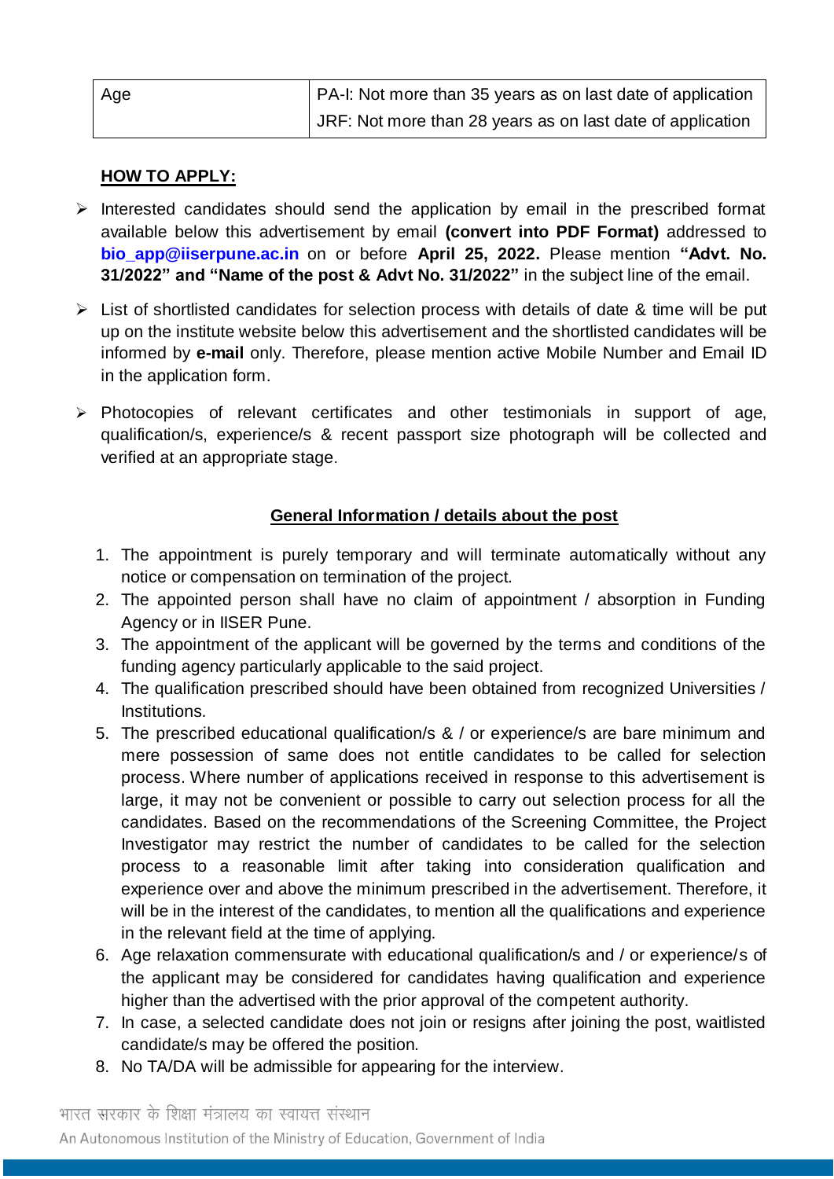| Age | PA-I: Not more than 35 years as on last date of application<br>JRF: Not more than 28 years as on last date of application |
|---|---|

**HOW TO APPLY:**

- Interested candidates should send the application by email in the prescribed format available below this advertisement by email **(convert into PDF Format)** addressed to **bio_app@iiserpune.ac.in** on or before **April 25, 2022.** Please mention **"Advt. No. 31/2022" and "Name of the post & Advt No. 31/2022"** in the subject line of the email.
- List of shortlisted candidates for selection process with details of date & time will be put up on the institute website below this advertisement and the shortlisted candidates will be informed by **e-mail** only. Therefore, please mention active Mobile Number and Email ID in the application form.
- Photocopies of relevant certificates and other testimonials in support of age, qualification/s, experience/s & recent passport size photograph will be collected and verified at an appropriate stage.

**General Information / details about the post**

1. The appointment is purely temporary and will terminate automatically without any notice or compensation on termination of the project.
2. The appointed person shall have no claim of appointment / absorption in Funding Agency or in IISER Pune.
3. The appointment of the applicant will be governed by the terms and conditions of the funding agency particularly applicable to the said project.
4. The qualification prescribed should have been obtained from recognized Universities / Institutions.
5. The prescribed educational qualification/s & / or experience/s are bare minimum and mere possession of same does not entitle candidates to be called for selection process. Where number of applications received in response to this advertisement is large, it may not be convenient or possible to carry out selection process for all the candidates. Based on the recommendations of the Screening Committee, the Project Investigator may restrict the number of candidates to be called for the selection process to a reasonable limit after taking into consideration qualification and experience over and above the minimum prescribed in the advertisement. Therefore, it will be in the interest of the candidates, to mention all the qualifications and experience in the relevant field at the time of applying.
6. Age relaxation commensurate with educational qualification/s and / or experience/s of the applicant may be considered for candidates having qualification and experience higher than the advertised with the prior approval of the competent authority.
7. In case, a selected candidate does not join or resigns after joining the post, waitlisted candidate/s may be offered the position.
8. No TA/DA will be admissible for appearing for the interview.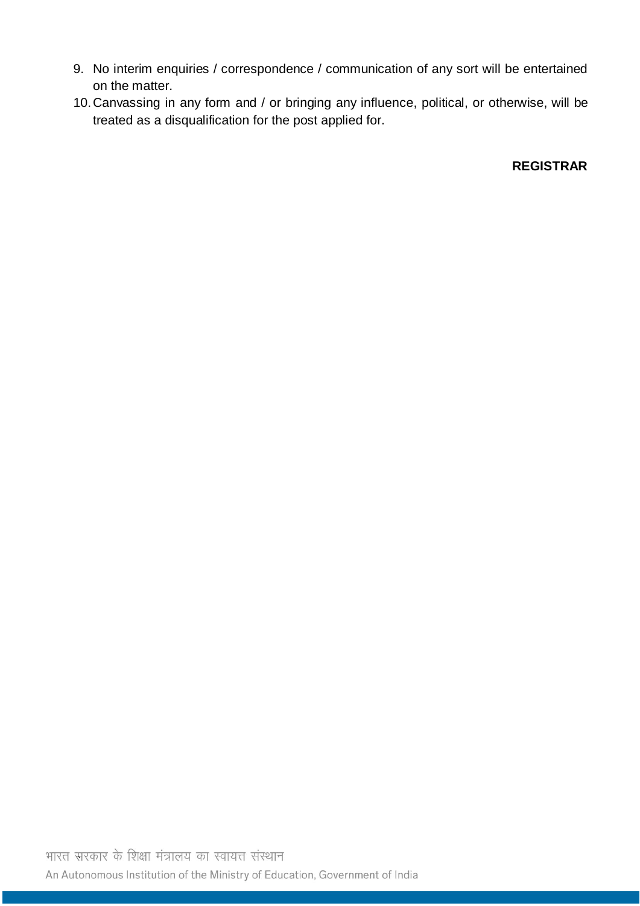9. No interim enquiries / correspondence / communication of any sort will be entertained on the matter.
10. Canvassing in any form and / or bringing any influence, political, or otherwise, will be treated as a disqualification for the post applied for.

**REGISTRAR**